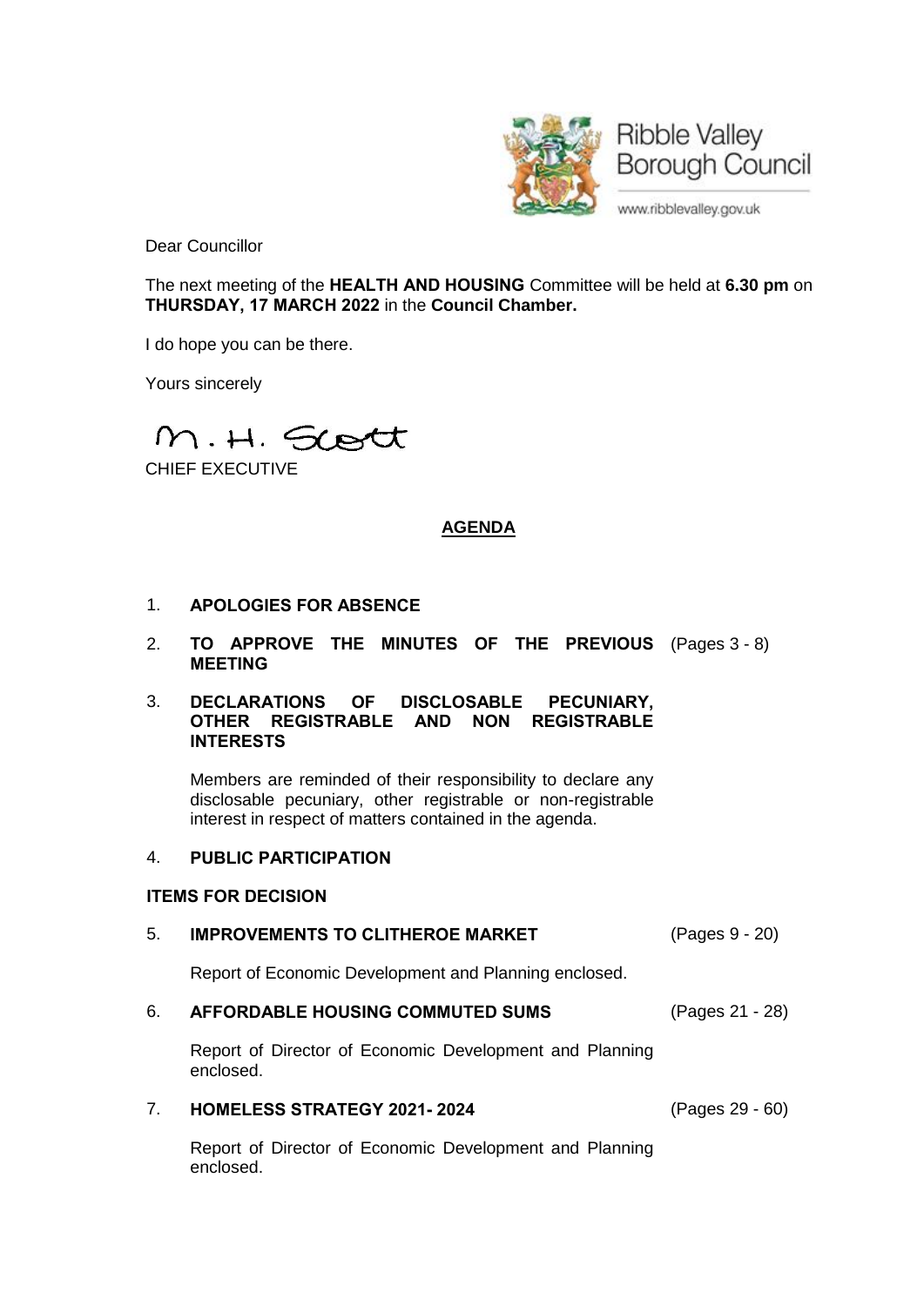Ribble Valley Borough Council

www.ribblevalley.gov.uk

Dear Councillor

The next meeting of the **HEALTH AND HOUSING** Committee will be held at **6.30 pm** on **THURSDAY, 17 MARCH 2022** in the **Council Chamber.**

I do hope you can be there.

Yours sincerely

M. H. Scott

CHIEF EXECUTIVE

## AGENDA

1. **APOLOGIES FOR ABSENCE**

2. **TO APPROVE THE MINUTES OF THE PREVIOUS MEETING** (Pages 3 - 8)

3. **DECLARATIONS OF DISCLOSABLE PECUNIARY, OTHER REGISTRABLE AND NON REGISTRABLE INTERESTS**

   Members are reminded of their responsibility to declare any disclosable pecuniary, other registrable or non-registrable interest in respect of matters contained in the agenda.

4. **PUBLIC PARTICIPATION**

**ITEMS FOR DECISION**

5. **IMPROVEMENTS TO CLITHEROE MARKET** (Pages 9 - 20)

   Report of Economic Development and Planning enclosed.

6. **AFFORDABLE HOUSING COMMUTED SUMS** (Pages 21 - 28)

   Report of Director of Economic Development and Planning enclosed.

7. **HOMELESS STRATEGY 2021- 2024** (Pages 29 - 60)

   Report of Director of Economic Development and Planning enclosed.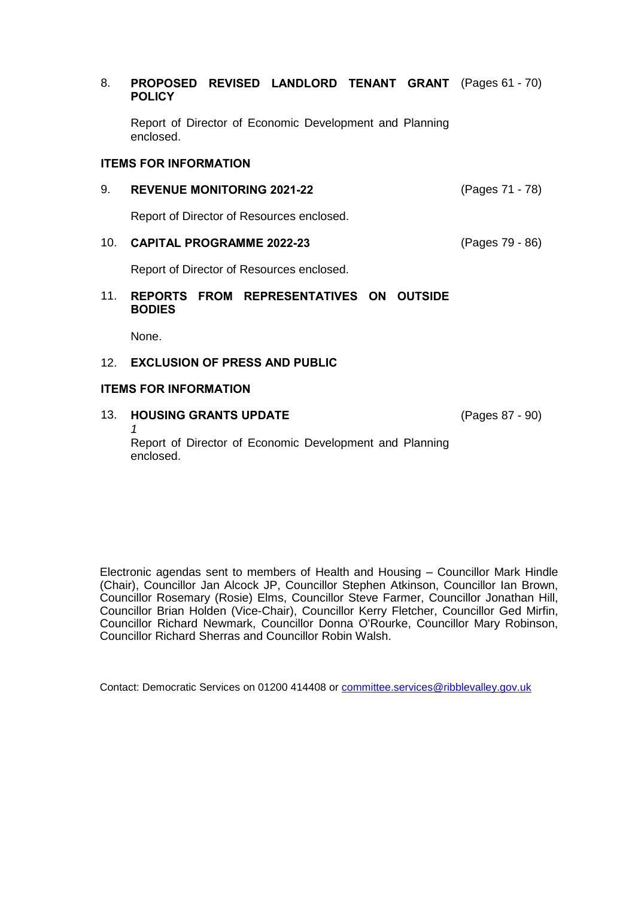8. **PROPOSED REVISED LANDLORD TENANT GRANT POLICY** (Pages 61 - 70)

   Report of Director of Economic Development and Planning enclosed.

**ITEMS FOR INFORMATION**

9. **REVENUE MONITORING 2021-22** (Pages 71 - 78)

   Report of Director of Resources enclosed.

10. **CAPITAL PROGRAMME 2022-23** (Pages 79 - 86)

    Report of Director of Resources enclosed.

11. **REPORTS FROM REPRESENTATIVES ON OUTSIDE BODIES**

    None.

12. **EXCLUSION OF PRESS AND PUBLIC**

**ITEMS FOR INFORMATION**

13. **HOUSING GRANTS UPDATE** (Pages 87 - 90)

    *1*

    Report of Director of Economic Development and Planning enclosed.

Electronic agendas sent to members of Health and Housing – Councillor Mark Hindle (Chair), Councillor Jan Alcock JP, Councillor Stephen Atkinson, Councillor Ian Brown, Councillor Rosemary (Rosie) Elms, Councillor Steve Farmer, Councillor Jonathan Hill, Councillor Brian Holden (Vice-Chair), Councillor Kerry Fletcher, Councillor Ged Mirfin, Councillor Richard Newmark, Councillor Donna O'Rourke, Councillor Mary Robinson, Councillor Richard Sherras and Councillor Robin Walsh.

Contact: Democratic Services on 01200 414408 or committee.services@ribblevalley.gov.uk